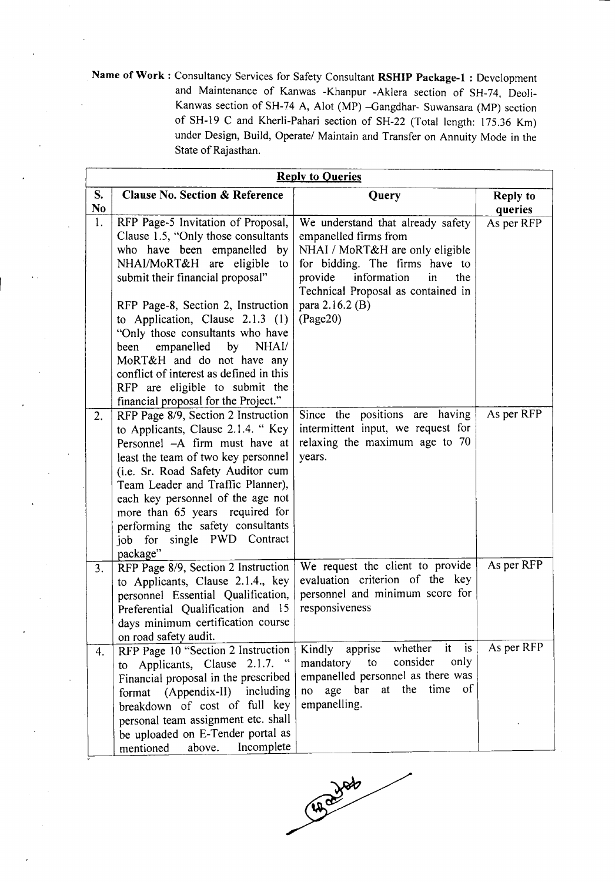**Name of Work :** Consultancy Services for Safety Consultant **RSHIP Package-1 :** Development and Maintenance of Kanwas -Khanpur -Aklera section of SH-74, Deoli-Kanwas section of SH-74 A, Alot (MP) –Gangdhar- Suwansara (MP) section of SH-19 C and Kherli-Pahari section of SH-22 (Total length: 175.36 Km) under Design, Build, Operate/ Maintain and Transfer on Annuity Mode in the State of Rajasthan.

| **Reply to Queries** | | | |
|---|---|---|---|
| **S. No** | **Clause No. Section & Reference** | **Query** | **Reply to queries** |
| 1. | RFP Page-5 Invitation of Proposal, Clause 1.5, "Only those consultants who have been empanelled by NHAI/MoRT&H are eligible to submit their financial proposal"<br><br>RFP Page-8, Section 2, Instruction to Application, Clause 2.1.3 (1) "Only those consultants who have been empanelled by NHAI/ MoRT&H and do not have any conflict of interest as defined in this RFP are eligible to submit the financial proposal for the Project." | We understand that already safety empanelled firms from NHAI / MoRT&H are only eligible for bidding. The firms have to provide information in the Technical Proposal as contained in para 2.16.2 (B) (Page20) | As per RFP |
| 2. | RFP Page 8/9, Section 2 Instruction to Applicants, Clause 2.1.4. " Key Personnel –A firm must have at least the team of two key personnel (i.e. Sr. Road Safety Auditor cum Team Leader and Traffic Planner), each key personnel of the age not more than 65 years required for performing the safety consultants job for single PWD Contract package" | Since the positions are having intermittent input, we request for relaxing the maximum age to 70 years. | As per RFP |
| 3. | RFP Page 8/9, Section 2 Instruction to Applicants, Clause 2.1.4., key personnel Essential Qualification, Preferential Qualification and 15 days minimum certification course on road safety audit. | We request the client to provide evaluation criterion of the key personnel and minimum score for responsiveness | As per RFP |
| 4. | RFP Page 10 "Section 2 Instruction to Applicants, Clause 2.1.7. " Financial proposal in the prescribed format (Appendix-II) including breakdown of cost of full key personal team assignment etc. shall be uploaded on E-Tender portal as mentioned above. Incomplete | Kindly apprise whether it is mandatory to consider only empanelled personnel as there was no age bar at the time of empanelling. | As per RFP |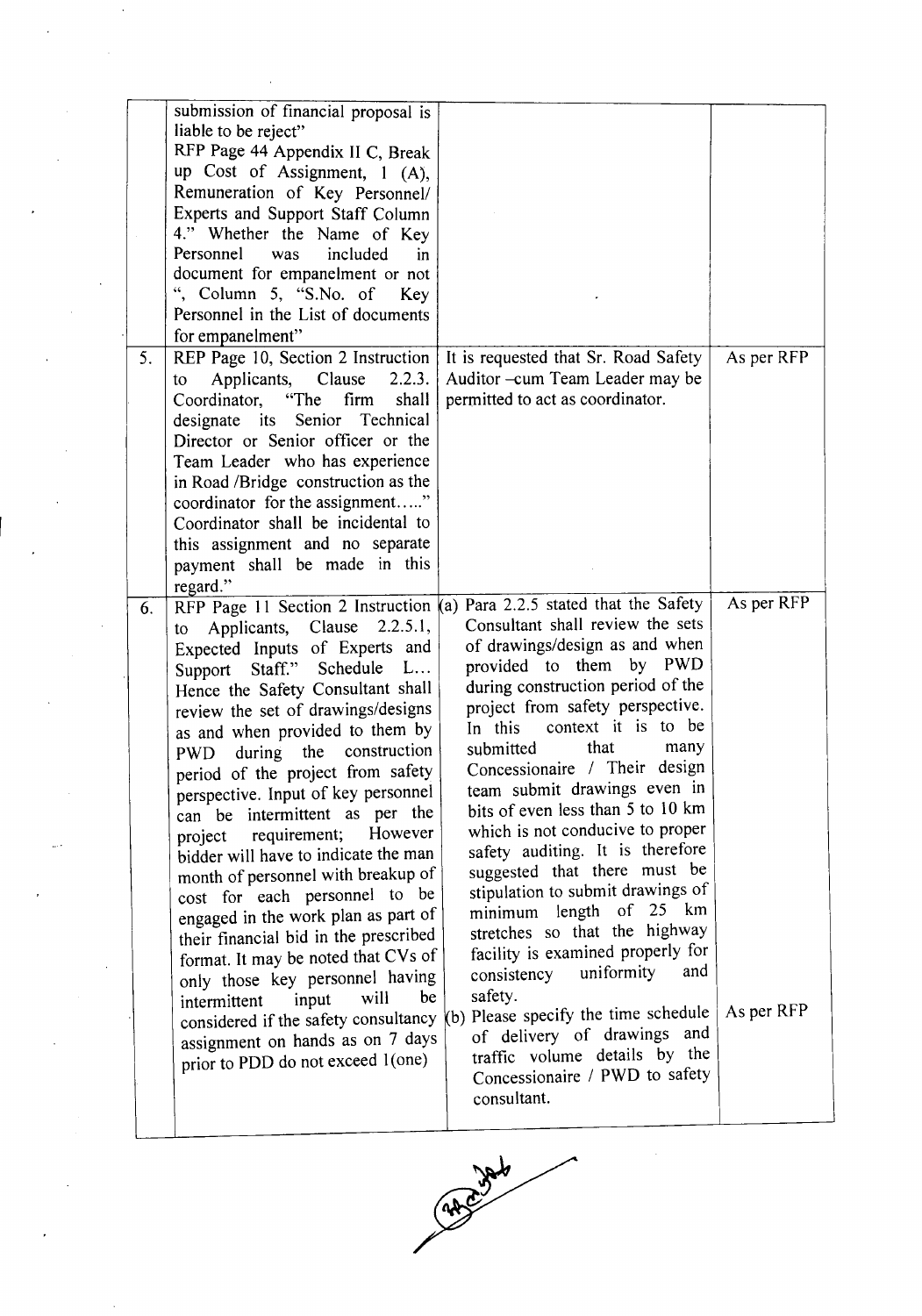| | | | |
|---|---|---|---|
| | submission of financial proposal is liable to be reject" RFP Page 44 Appendix II C, Break up Cost of Assignment, 1 (A), Remuneration of Key Personnel/ Experts and Support Staff Column 4." Whether the Name of Key Personnel was included in document for empanelment or not ", Column 5, "S.No. of Key Personnel in the List of documents for empanelment" | | |
| 5. | REP Page 10, Section 2 Instruction to Applicants, Clause 2.2.3. Coordinator, "The firm shall designate its Senior Technical Director or Senior officer or the Team Leader who has experience in Road /Bridge construction as the coordinator for the assignment….." Coordinator shall be incidental to this assignment and no separate payment shall be made in this regard." | It is requested that Sr. Road Safety Auditor –cum Team Leader may be permitted to act as coordinator. | As per RFP |
| 6. | RFP Page 11 Section 2 Instruction to Applicants, Clause 2.2.5.1, Expected Inputs of Experts and Support Staff." Schedule L… Hence the Safety Consultant shall review the set of drawings/designs as and when provided to them by PWD during the construction period of the project from safety perspective. Input of key personnel can be intermittent as per the project requirement; However bidder will have to indicate the man month of personnel with breakup of cost for each personnel to be engaged in the work plan as part of their financial bid in the prescribed format. It may be noted that CVs of only those key personnel having intermittent input will be considered if the safety consultancy assignment on hands as on 7 days prior to PDD do not exceed 1(one) | (a) Para 2.2.5 stated that the Safety Consultant shall review the sets of drawings/design as and when provided to them by PWD during construction period of the project from safety perspective. In this context it is to be submitted that many Concessionaire / Their design team submit drawings even in bits of even less than 5 to 10 km which is not conducive to proper safety auditing. It is therefore suggested that there must be stipulation to submit drawings of minimum length of 25 km stretches so that the highway facility is examined properly for consistency uniformity and safety.<br>(b) Please specify the time schedule of delivery of drawings and traffic volume details by the Concessionaire / PWD to safety consultant. | As per RFP<br><br>As per RFP |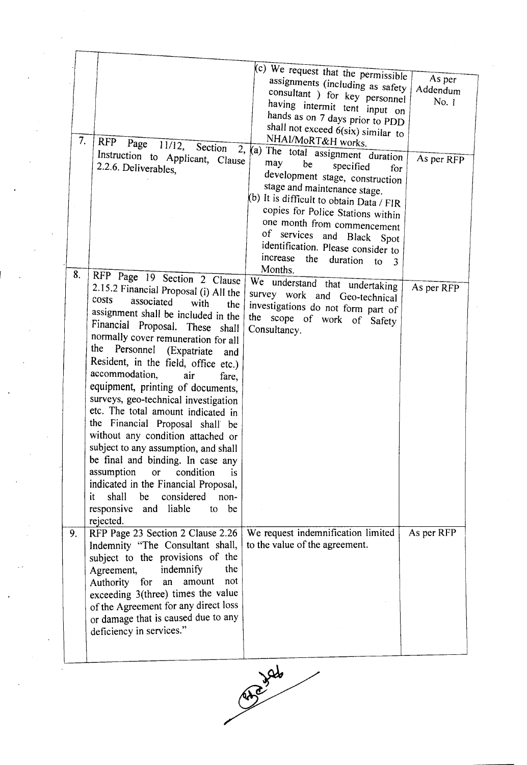| | | | |
|---|---|---|---|
| | | (c) We request that the permissible assignments (including as safety consultant ) for key personnel having intermit tent input on hands as on 7 days prior to PDD shall not exceed 6(six) similar to NHAI/MoRT&H works. | As per Addendum No. 1 |
| 7. | RFP Page 11/12, Section 2, Instruction to Applicant, Clause 2.2.6. Deliverables, | (a) The total assignment duration may be specified for development stage, construction stage and maintenance stage.<br>(b) It is difficult to obtain Data / FIR copies for Police Stations within one month from commencement of services and Black Spot identification. Please consider to increase the duration to 3 Months. | As per RFP |
| 8. | RFP Page 19 Section 2 Clause 2.15.2 Financial Proposal (i) All the costs associated with the assignment shall be included in the Financial Proposal. These shall normally cover remuneration for all the Personnel (Expatriate and Resident, in the field, office etc.) accommodation, air fare, equipment, printing of documents, surveys, geo-technical investigation etc. The total amount indicated in the Financial Proposal shall be without any condition attached or subject to any assumption, and shall be final and binding. In case any assumption or condition is indicated in the Financial Proposal, it shall be considered non-responsive and liable to be rejected. | We understand that undertaking survey work and Geo-technical investigations do not form part of the scope of work of Safety Consultancy. | As per RFP |
| 9. | RFP Page 23 Section 2 Clause 2.26 Indemnity "The Consultant shall, subject to the provisions of the Agreement, indemnify the Authority for an amount not exceeding 3(three) times the value of the Agreement for any direct loss or damage that is caused due to any deficiency in services." | We request indemnification limited to the value of the agreement. | As per RFP |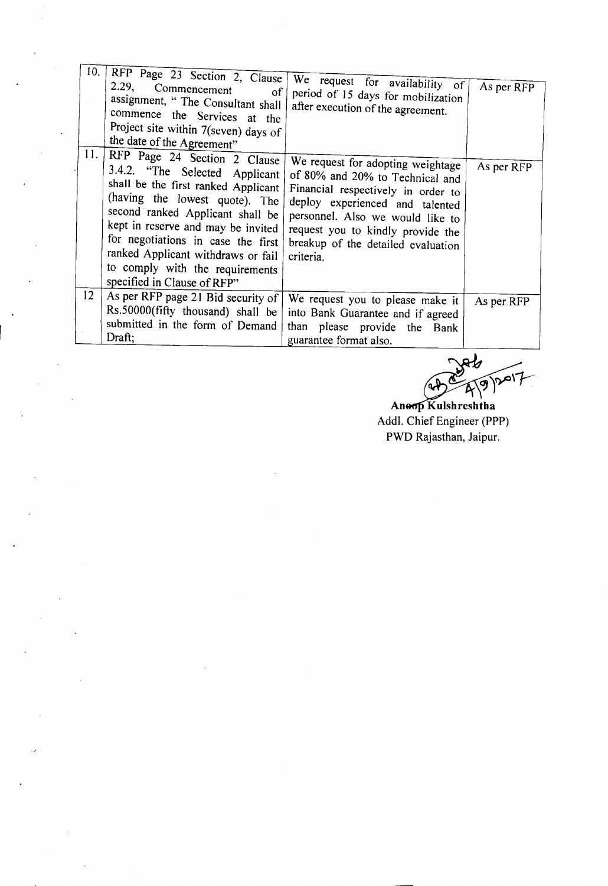| | | | |
|---|---|---|---|
| 10. | RFP Page 23 Section 2, Clause 2.29, Commencement of assignment, " The Consultant shall commence the Services at the Project site within 7(seven) days of the date of the Agreement" | We request for availability of period of 15 days for mobilization after execution of the agreement. | As per RFP |
| 11. | RFP Page 24 Section 2 Clause 3.4.2. "The Selected Applicant shall be the first ranked Applicant (having the lowest quote). The second ranked Applicant shall be kept in reserve and may be invited for negotiations in case the first ranked Applicant withdraws or fail to comply with the requirements specified in Clause of RFP" | We request for adopting weightage of 80% and 20% to Technical and Financial respectively in order to deploy experienced and talented personnel. Also we would like to request you to kindly provide the breakup of the detailed evaluation criteria. | As per RFP |
| 12 | As per RFP page 21 Bid security of Rs.50000(fifty thousand) shall be submitted in the form of Demand Draft; | We request you to please make it into Bank Guarantee and if agreed than please provide the Bank guarantee format also. | As per RFP |

4/9/2017

**Anoop Kulshreshtha**
Addl. Chief Engineer (PPP)
PWD Rajasthan, Jaipur.